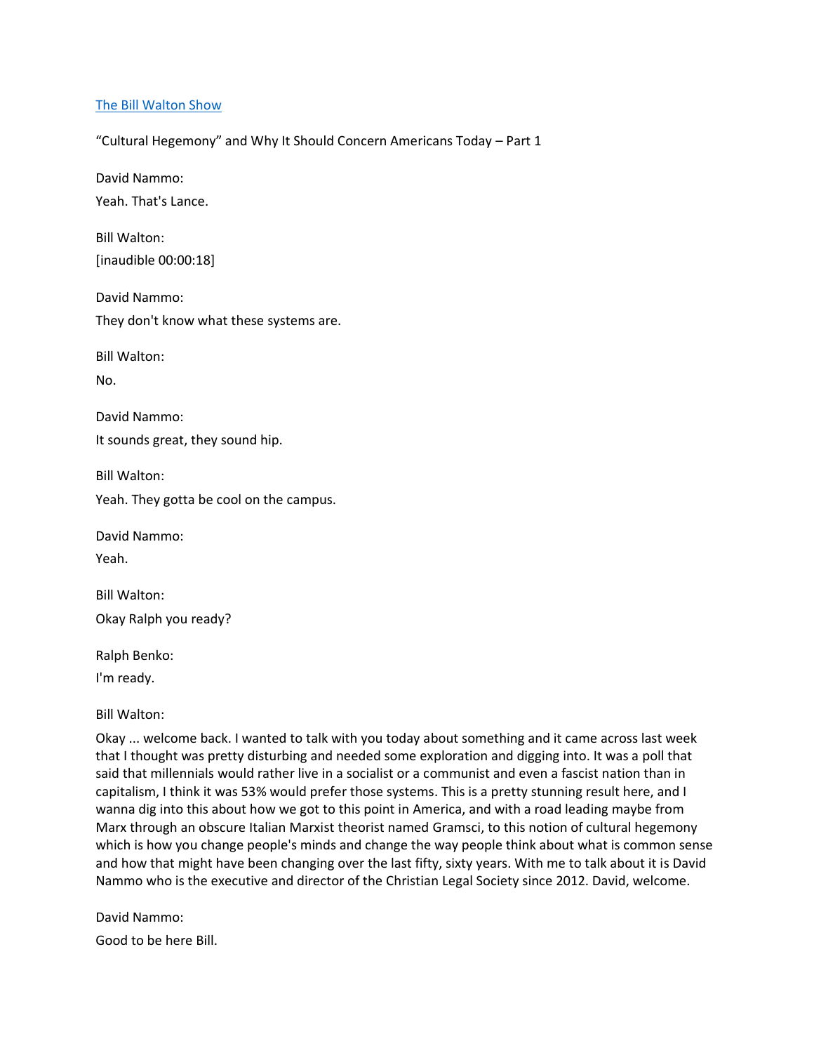[The Bill Walton Show](#)

"Cultural Hegemony" and Why It Should Concern Americans Today – Part 1

David Nammo:

Yeah. That's Lance.

Bill Walton:

[inaudible 00:00:18]

David Nammo:

They don't know what these systems are.

Bill Walton:

No.

David Nammo:

It sounds great, they sound hip.

Bill Walton:

Yeah. They gotta be cool on the campus.

David Nammo:

Yeah.

Bill Walton:

Okay Ralph you ready?

Ralph Benko:

I'm ready.

Bill Walton:

Okay ... welcome back. I wanted to talk with you today about something and it came across last week that I thought was pretty disturbing and needed some exploration and digging into. It was a poll that said that millennials would rather live in a socialist or a communist and even a fascist nation than in capitalism, I think it was 53% would prefer those systems. This is a pretty stunning result here, and I wanna dig into this about how we got to this point in America, and with a road leading maybe from Marx through an obscure Italian Marxist theorist named Gramsci, to this notion of cultural hegemony which is how you change people's minds and change the way people think about what is common sense and how that might have been changing over the last fifty, sixty years. With me to talk about it is David Nammo who is the executive and director of the Christian Legal Society since 2012. David, welcome.

David Nammo:

Good to be here Bill.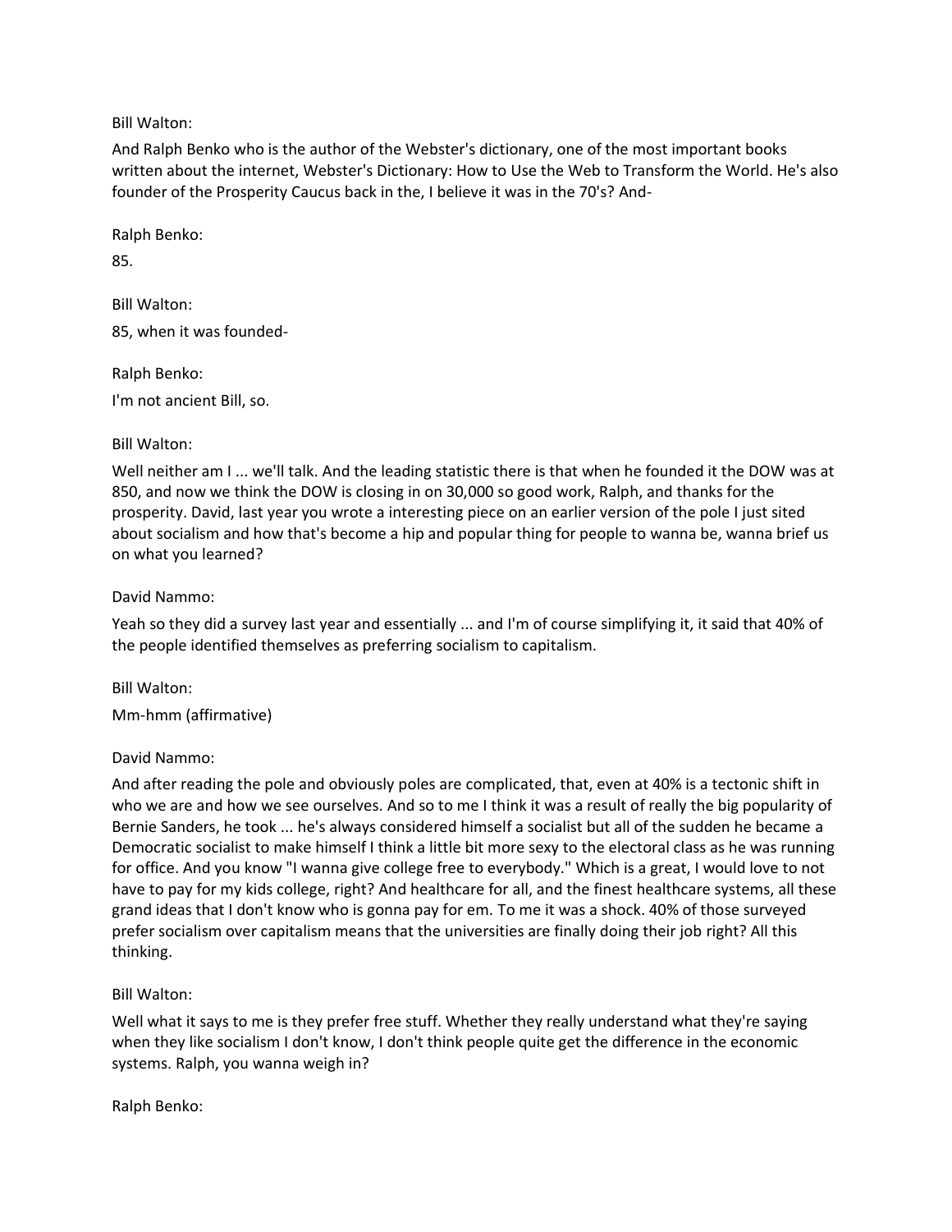Bill Walton:

And Ralph Benko who is the author of the Webster's dictionary, one of the most important books written about the internet, Webster's Dictionary: How to Use the Web to Transform the World. He's also founder of the Prosperity Caucus back in the, I believe it was in the 70's? And-

Ralph Benko:

85.

Bill Walton:

85, when it was founded-

Ralph Benko:

I'm not ancient Bill, so.

Bill Walton:

Well neither am I ... we'll talk. And the leading statistic there is that when he founded it the DOW was at 850, and now we think the DOW is closing in on 30,000 so good work, Ralph, and thanks for the prosperity. David, last year you wrote a interesting piece on an earlier version of the pole I just sited about socialism and how that's become a hip and popular thing for people to wanna be, wanna brief us on what you learned?

David Nammo:

Yeah so they did a survey last year and essentially ... and I'm of course simplifying it, it said that 40% of the people identified themselves as preferring socialism to capitalism.

Bill Walton:

Mm-hmm (affirmative)

David Nammo:

And after reading the pole and obviously poles are complicated, that, even at 40% is a tectonic shift in who we are and how we see ourselves. And so to me I think it was a result of really the big popularity of Bernie Sanders, he took ... he's always considered himself a socialist but all of the sudden he became a Democratic socialist to make himself I think a little bit more sexy to the electoral class as he was running for office. And you know "I wanna give college free to everybody." Which is a great, I would love to not have to pay for my kids college, right? And healthcare for all, and the finest healthcare systems, all these grand ideas that I don't know who is gonna pay for em. To me it was a shock. 40% of those surveyed prefer socialism over capitalism means that the universities are finally doing their job right? All this thinking.

Bill Walton:

Well what it says to me is they prefer free stuff. Whether they really understand what they're saying when they like socialism I don't know, I don't think people quite get the difference in the economic systems. Ralph, you wanna weigh in?

Ralph Benko: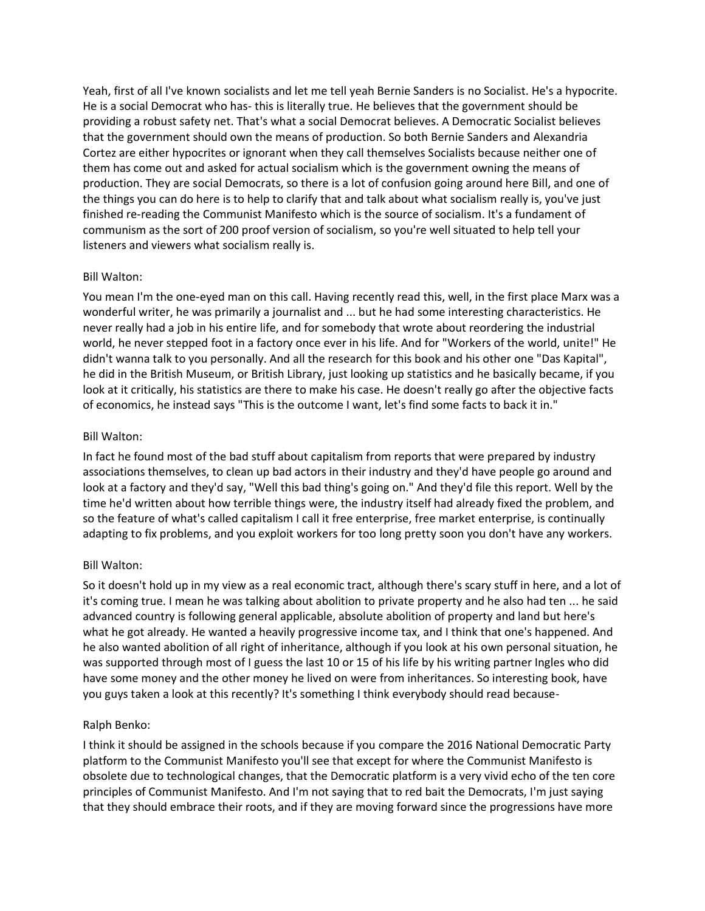Yeah, first of all I've known socialists and let me tell yeah Bernie Sanders is no Socialist. He's a hypocrite. He is a social Democrat who has- this is literally true. He believes that the government should be providing a robust safety net. That's what a social Democrat believes. A Democratic Socialist believes that the government should own the means of production. So both Bernie Sanders and Alexandria Cortez are either hypocrites or ignorant when they call themselves Socialists because neither one of them has come out and asked for actual socialism which is the government owning the means of production. They are social Democrats, so there is a lot of confusion going around here Bill, and one of the things you can do here is to help to clarify that and talk about what socialism really is, you've just finished re-reading the Communist Manifesto which is the source of socialism. It's a fundament of communism as the sort of 200 proof version of socialism, so you're well situated to help tell your listeners and viewers what socialism really is.

Bill Walton:

You mean I'm the one-eyed man on this call. Having recently read this, well, in the first place Marx was a wonderful writer, he was primarily a journalist and ... but he had some interesting characteristics. He never really had a job in his entire life, and for somebody that wrote about reordering the industrial world, he never stepped foot in a factory once ever in his life. And for "Workers of the world, unite!" He didn't wanna talk to you personally. And all the research for this book and his other one "Das Kapital", he did in the British Museum, or British Library, just looking up statistics and he basically became, if you look at it critically, his statistics are there to make his case. He doesn't really go after the objective facts of economics, he instead says "This is the outcome I want, let's find some facts to back it in."

Bill Walton:

In fact he found most of the bad stuff about capitalism from reports that were prepared by industry associations themselves, to clean up bad actors in their industry and they'd have people go around and look at a factory and they'd say, "Well this bad thing's going on." And they'd file this report. Well by the time he'd written about how terrible things were, the industry itself had already fixed the problem, and so the feature of what's called capitalism I call it free enterprise, free market enterprise, is continually adapting to fix problems, and you exploit workers for too long pretty soon you don't have any workers.

Bill Walton:

So it doesn't hold up in my view as a real economic tract, although there's scary stuff in here, and a lot of it's coming true. I mean he was talking about abolition to private property and he also had ten ... he said advanced country is following general applicable, absolute abolition of property and land but here's what he got already. He wanted a heavily progressive income tax, and I think that one's happened. And he also wanted abolition of all right of inheritance, although if you look at his own personal situation, he was supported through most of I guess the last 10 or 15 of his life by his writing partner Ingles who did have some money and the other money he lived on were from inheritances. So interesting book, have you guys taken a look at this recently? It's something I think everybody should read because-

Ralph Benko:

I think it should be assigned in the schools because if you compare the 2016 National Democratic Party platform to the Communist Manifesto you'll see that except for where the Communist Manifesto is obsolete due to technological changes, that the Democratic platform is a very vivid echo of the ten core principles of Communist Manifesto. And I'm not saying that to red bait the Democrats, I'm just saying that they should embrace their roots, and if they are moving forward since the progressions have more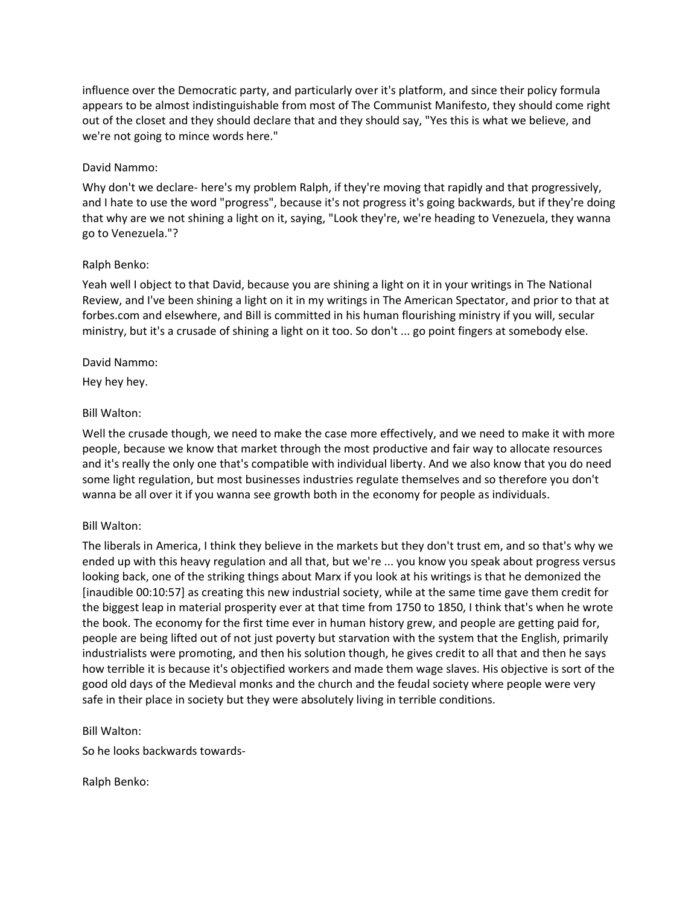influence over the Democratic party, and particularly over it's platform, and since their policy formula appears to be almost indistinguishable from most of The Communist Manifesto, they should come right out of the closet and they should declare that and they should say, "Yes this is what we believe, and we're not going to mince words here."

David Nammo:

Why don't we declare- here's my problem Ralph, if they're moving that rapidly and that progressively, and I hate to use the word "progress", because it's not progress it's going backwards, but if they're doing that why are we not shining a light on it, saying, "Look they're, we're heading to Venezuela, they wanna go to Venezuela."?

Ralph Benko:

Yeah well I object to that David, because you are shining a light on it in your writings in The National Review, and I've been shining a light on it in my writings in The American Spectator, and prior to that at forbes.com and elsewhere, and Bill is committed in his human flourishing ministry if you will, secular ministry, but it's a crusade of shining a light on it too. So don't ... go point fingers at somebody else.

David Nammo:

Hey hey hey.

Bill Walton:

Well the crusade though, we need to make the case more effectively, and we need to make it with more people, because we know that market through the most productive and fair way to allocate resources and it's really the only one that's compatible with individual liberty. And we also know that you do need some light regulation, but most businesses industries regulate themselves and so therefore you don't wanna be all over it if you wanna see growth both in the economy for people as individuals.

Bill Walton:

The liberals in America, I think they believe in the markets but they don't trust em, and so that's why we ended up with this heavy regulation and all that, but we're ... you know you speak about progress versus looking back, one of the striking things about Marx if you look at his writings is that he demonized the [inaudible 00:10:57] as creating this new industrial society, while at the same time gave them credit for the biggest leap in material prosperity ever at that time from 1750 to 1850, I think that's when he wrote the book. The economy for the first time ever in human history grew, and people are getting paid for, people are being lifted out of not just poverty but starvation with the system that the English, primarily industrialists were promoting, and then his solution though, he gives credit to all that and then he says how terrible it is because it's objectified workers and made them wage slaves. His objective is sort of the good old days of the Medieval monks and the church and the feudal society where people were very safe in their place in society but they were absolutely living in terrible conditions.

Bill Walton:

So he looks backwards towards-

Ralph Benko: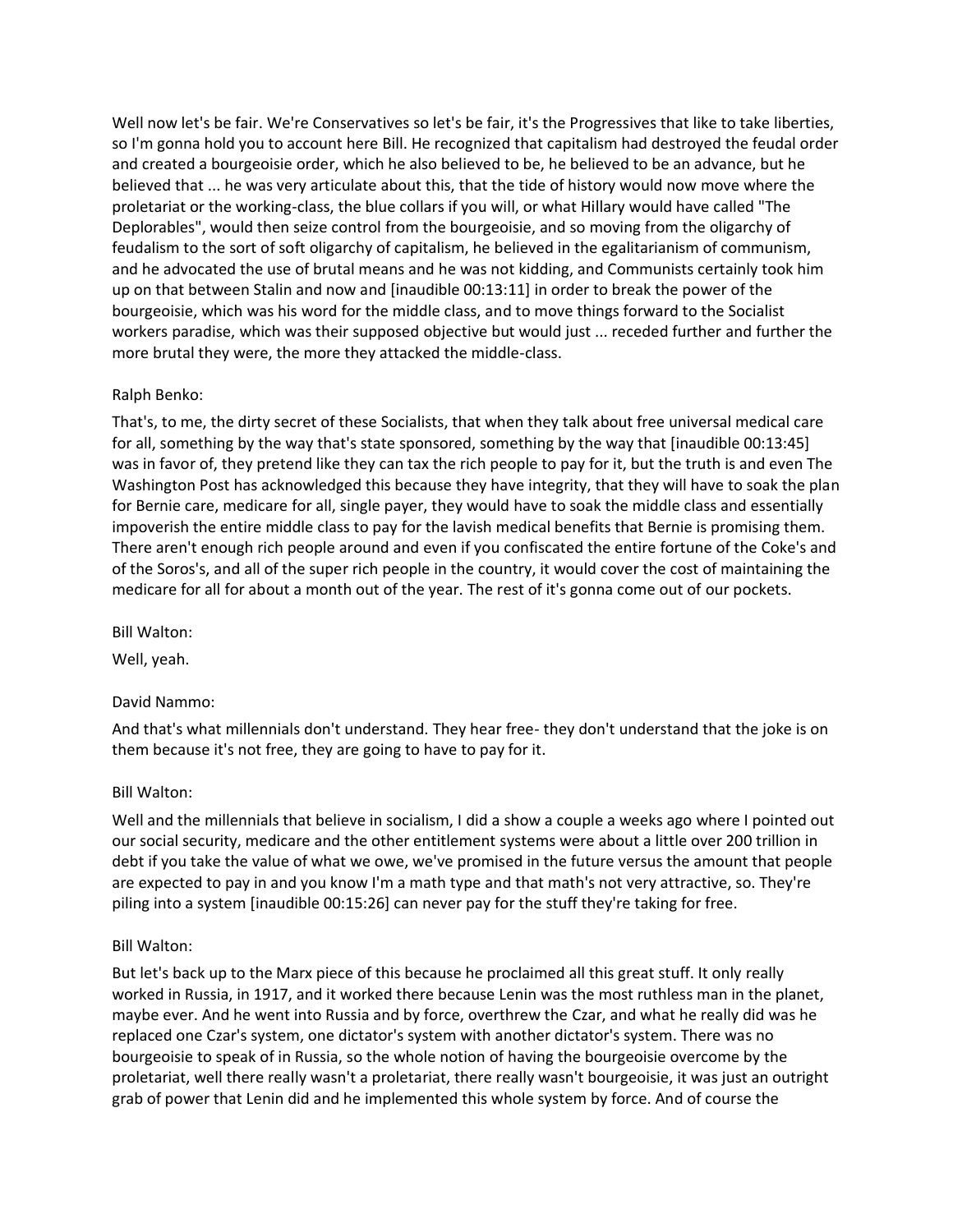Well now let's be fair. We're Conservatives so let's be fair, it's the Progressives that like to take liberties, so I'm gonna hold you to account here Bill. He recognized that capitalism had destroyed the feudal order and created a bourgeoisie order, which he also believed to be, he believed to be an advance, but he believed that ... he was very articulate about this, that the tide of history would now move where the proletariat or the working-class, the blue collars if you will, or what Hillary would have called "The Deplorables", would then seize control from the bourgeoisie, and so moving from the oligarchy of feudalism to the sort of soft oligarchy of capitalism, he believed in the egalitarianism of communism, and he advocated the use of brutal means and he was not kidding, and Communists certainly took him up on that between Stalin and now and [inaudible 00:13:11] in order to break the power of the bourgeoisie, which was his word for the middle class, and to move things forward to the Socialist workers paradise, which was their supposed objective but would just ... receded further and further the more brutal they were, the more they attacked the middle-class.

Ralph Benko:

That's, to me, the dirty secret of these Socialists, that when they talk about free universal medical care for all, something by the way that's state sponsored, something by the way that [inaudible 00:13:45] was in favor of, they pretend like they can tax the rich people to pay for it, but the truth is and even The Washington Post has acknowledged this because they have integrity, that they will have to soak the plan for Bernie care, medicare for all, single payer, they would have to soak the middle class and essentially impoverish the entire middle class to pay for the lavish medical benefits that Bernie is promising them. There aren't enough rich people around and even if you confiscated the entire fortune of the Coke's and of the Soros's, and all of the super rich people in the country, it would cover the cost of maintaining the medicare for all for about a month out of the year. The rest of it's gonna come out of our pockets.

Bill Walton:

Well, yeah.

David Nammo:

And that's what millennials don't understand. They hear free- they don't understand that the joke is on them because it's not free, they are going to have to pay for it.

Bill Walton:

Well and the millennials that believe in socialism, I did a show a couple a weeks ago where I pointed out our social security, medicare and the other entitlement systems were about a little over 200 trillion in debt if you take the value of what we owe, we've promised in the future versus the amount that people are expected to pay in and you know I'm a math type and that math's not very attractive, so. They're piling into a system [inaudible 00:15:26] can never pay for the stuff they're taking for free.

Bill Walton:

But let's back up to the Marx piece of this because he proclaimed all this great stuff. It only really worked in Russia, in 1917, and it worked there because Lenin was the most ruthless man in the planet, maybe ever. And he went into Russia and by force, overthrew the Czar, and what he really did was he replaced one Czar's system, one dictator's system with another dictator's system. There was no bourgeoisie to speak of in Russia, so the whole notion of having the bourgeoisie overcome by the proletariat, well there really wasn't a proletariat, there really wasn't bourgeoisie, it was just an outright grab of power that Lenin did and he implemented this whole system by force. And of course the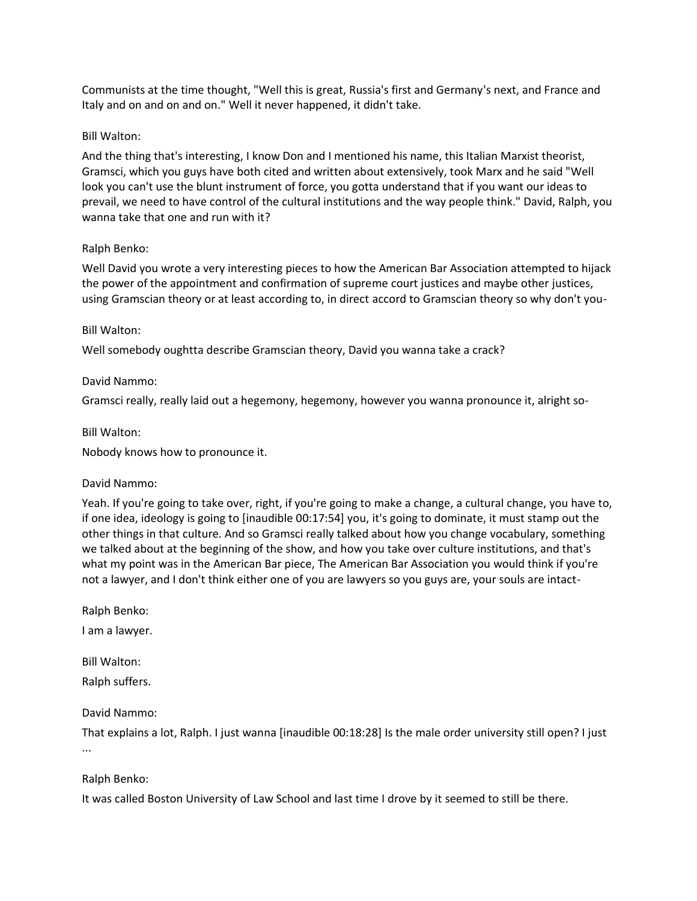Communists at the time thought, "Well this is great, Russia's first and Germany's next, and France and Italy and on and on and on." Well it never happened, it didn't take.

Bill Walton:

And the thing that's interesting, I know Don and I mentioned his name, this Italian Marxist theorist, Gramsci, which you guys have both cited and written about extensively, took Marx and he said "Well look you can't use the blunt instrument of force, you gotta understand that if you want our ideas to prevail, we need to have control of the cultural institutions and the way people think." David, Ralph, you wanna take that one and run with it?

Ralph Benko:

Well David you wrote a very interesting pieces to how the American Bar Association attempted to hijack the power of the appointment and confirmation of supreme court justices and maybe other justices, using Gramscian theory or at least according to, in direct accord to Gramscian theory so why don't you-

Bill Walton:

Well somebody oughtta describe Gramscian theory, David you wanna take a crack?

David Nammo:

Gramsci really, really laid out a hegemony, hegemony, however you wanna pronounce it, alright so-

Bill Walton:

Nobody knows how to pronounce it.

David Nammo:

Yeah. If you're going to take over, right, if you're going to make a change, a cultural change, you have to, if one idea, ideology is going to [inaudible 00:17:54] you, it's going to dominate, it must stamp out the other things in that culture. And so Gramsci really talked about how you change vocabulary, something we talked about at the beginning of the show, and how you take over culture institutions, and that's what my point was in the American Bar piece, The American Bar Association you would think if you're not a lawyer, and I don't think either one of you are lawyers so you guys are, your souls are intact-

Ralph Benko:

I am a lawyer.

Bill Walton:

Ralph suffers.

David Nammo:

That explains a lot, Ralph. I just wanna [inaudible 00:18:28] Is the male order university still open? I just ...

Ralph Benko:

It was called Boston University of Law School and last time I drove by it seemed to still be there.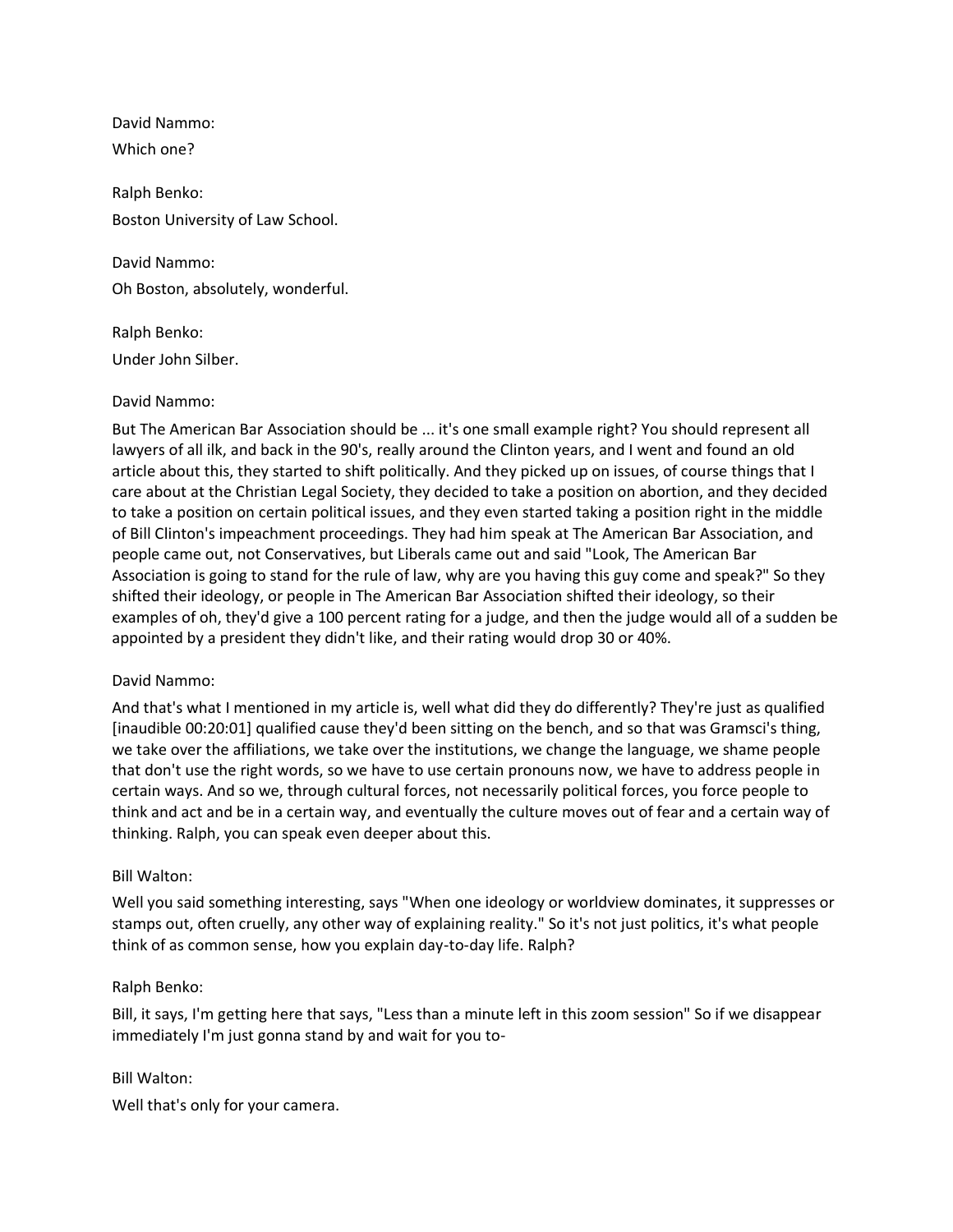David Nammo:
Which one?

Ralph Benko:
Boston University of Law School.

David Nammo:
Oh Boston, absolutely, wonderful.

Ralph Benko:
Under John Silber.

David Nammo:
But The American Bar Association should be ... it's one small example right? You should represent all lawyers of all ilk, and back in the 90's, really around the Clinton years, and I went and found an old article about this, they started to shift politically. And they picked up on issues, of course things that I care about at the Christian Legal Society, they decided to take a position on abortion, and they decided to take a position on certain political issues, and they even started taking a position right in the middle of Bill Clinton's impeachment proceedings. They had him speak at The American Bar Association, and people came out, not Conservatives, but Liberals came out and said "Look, The American Bar Association is going to stand for the rule of law, why are you having this guy come and speak?" So they shifted their ideology, or people in The American Bar Association shifted their ideology, so their examples of oh, they'd give a 100 percent rating for a judge, and then the judge would all of a sudden be appointed by a president they didn't like, and their rating would drop 30 or 40%.

David Nammo:
And that's what I mentioned in my article is, well what did they do differently? They're just as qualified [inaudible 00:20:01] qualified cause they'd been sitting on the bench, and so that was Gramsci's thing, we take over the affiliations, we take over the institutions, we change the language, we shame people that don't use the right words, so we have to use certain pronouns now, we have to address people in certain ways. And so we, through cultural forces, not necessarily political forces, you force people to think and act and be in a certain way, and eventually the culture moves out of fear and a certain way of thinking. Ralph, you can speak even deeper about this.

Bill Walton:
Well you said something interesting, says "When one ideology or worldview dominates, it suppresses or stamps out, often cruelly, any other way of explaining reality." So it's not just politics, it's what people think of as common sense, how you explain day-to-day life. Ralph?

Ralph Benko:
Bill, it says, I'm getting here that says, "Less than a minute left in this zoom session" So if we disappear immediately I'm just gonna stand by and wait for you to-

Bill Walton:
Well that's only for your camera.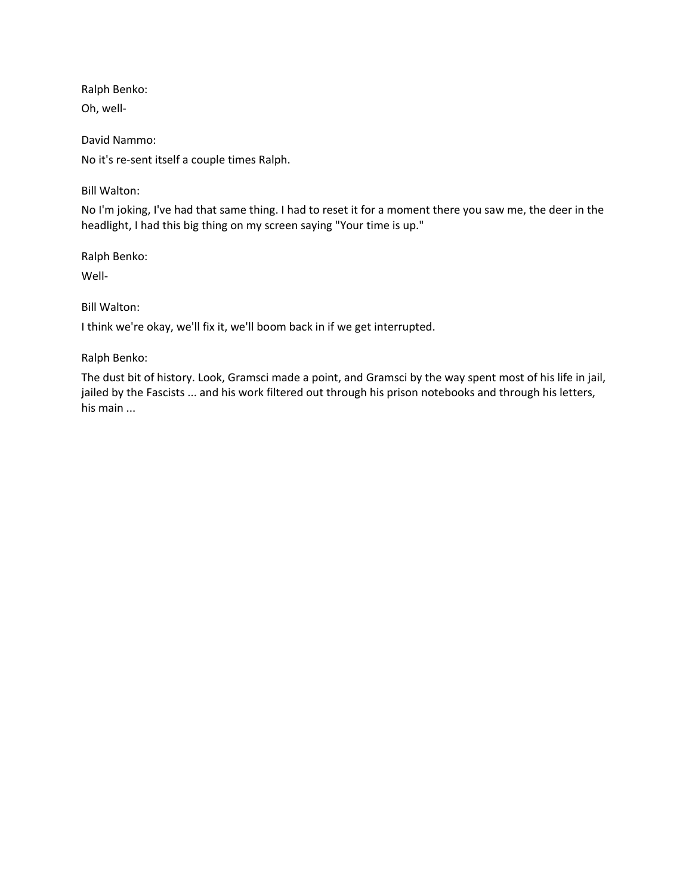Ralph Benko:

Oh, well-

David Nammo:

No it's re-sent itself a couple times Ralph.

Bill Walton:

No I'm joking, I've had that same thing. I had to reset it for a moment there you saw me, the deer in the headlight, I had this big thing on my screen saying "Your time is up."

Ralph Benko:

Well-

Bill Walton:

I think we're okay, we'll fix it, we'll boom back in if we get interrupted.

Ralph Benko:

The dust bit of history. Look, Gramsci made a point, and Gramsci by the way spent most of his life in jail, jailed by the Fascists ... and his work filtered out through his prison notebooks and through his letters, his main ...